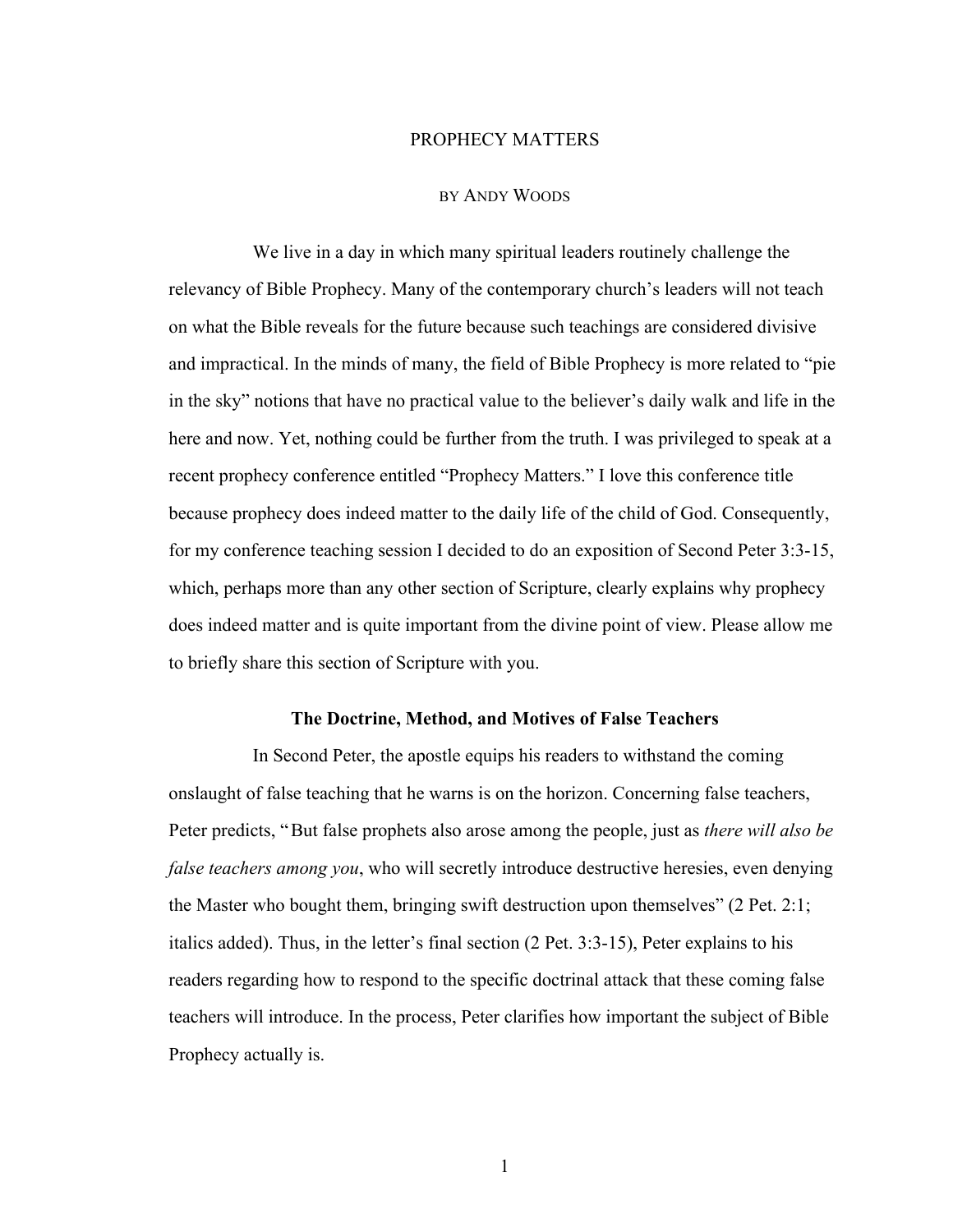# PROPHECY MATTERS

BY ANDY WOODS

We live in a day in which many spiritual leaders routinely challenge the relevancy of Bible Prophecy. Many of the contemporary church's leaders will not teach on what the Bible reveals for the future because such teachings are considered divisive and impractical. In the minds of many, the field of Bible Prophecy is more related to "pie in the sky" notions that have no practical value to the believer's daily walk and life in the here and now. Yet, nothing could be further from the truth. I was privileged to speak at a recent prophecy conference entitled "Prophecy Matters." I love this conference title because prophecy does indeed matter to the daily life of the child of God. Consequently, for my conference teaching session I decided to do an exposition of Second Peter 3:3-15, which, perhaps more than any other section of Scripture, clearly explains why prophecy does indeed matter and is quite important from the divine point of view. Please allow me to briefly share this section of Scripture with you.

## The Doctrine, Method, and Motives of False Teachers

In Second Peter, the apostle equips his readers to withstand the coming onslaught of false teaching that he warns is on the horizon. Concerning false teachers, Peter predicts, "But false prophets also arose among the people, just as *there will also be false teachers among you*, who will secretly introduce destructive heresies, even denying the Master who bought them, bringing swift destruction upon themselves" (2 Pet. 2:1; italics added). Thus, in the letter's final section (2 Pet. 3:3-15), Peter explains to his readers regarding how to respond to the specific doctrinal attack that these coming false teachers will introduce. In the process, Peter clarifies how important the subject of Bible Prophecy actually is.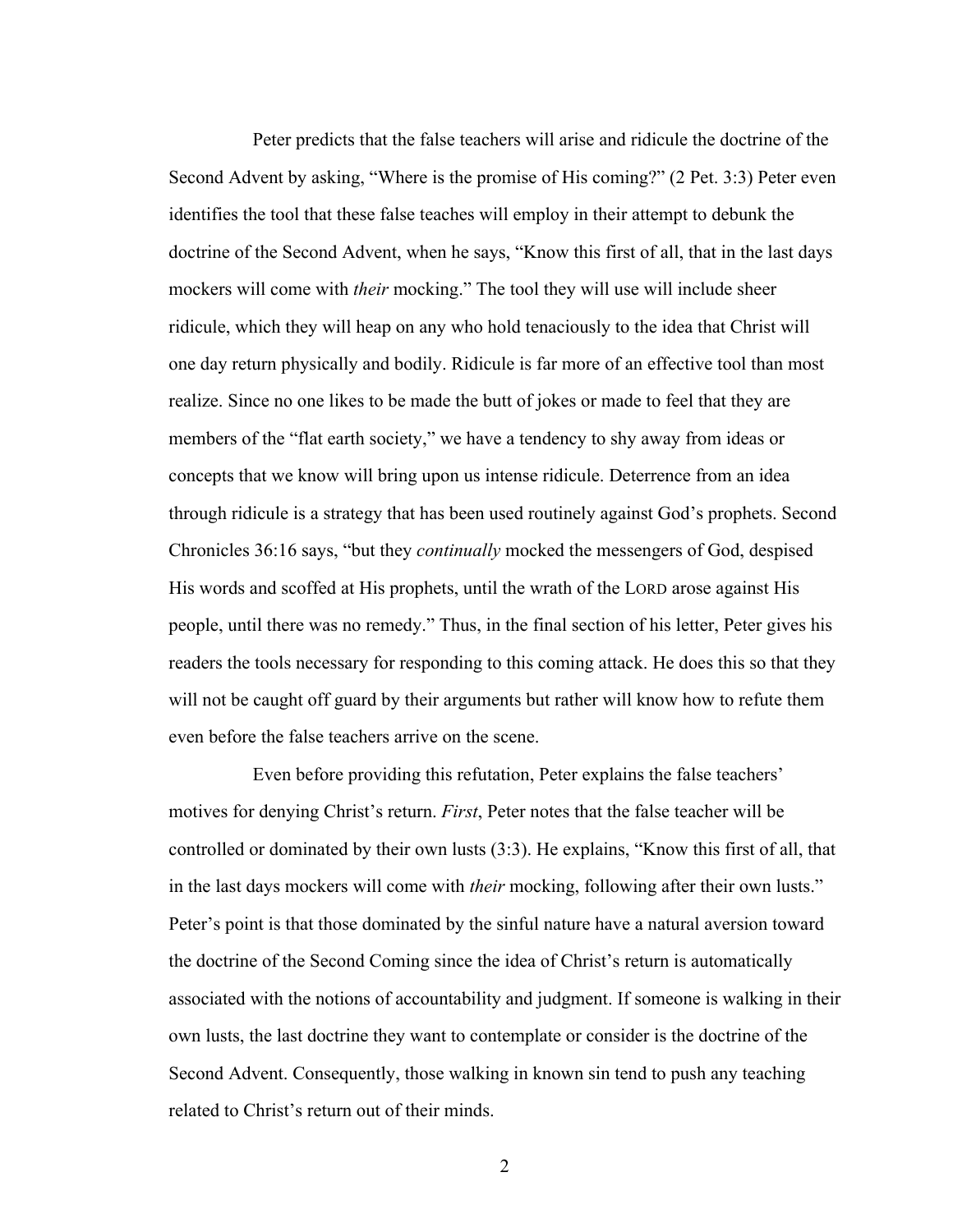Peter predicts that the false teachers will arise and ridicule the doctrine of the Second Advent by asking, "Where is the promise of His coming?" (2 Pet. 3:3) Peter even identifies the tool that these false teaches will employ in their attempt to debunk the doctrine of the Second Advent, when he says, "Know this first of all, that in the last days mockers will come with *their* mocking." The tool they will use will include sheer ridicule, which they will heap on any who hold tenaciously to the idea that Christ will one day return physically and bodily. Ridicule is far more of an effective tool than most realize. Since no one likes to be made the butt of jokes or made to feel that they are members of the "flat earth society," we have a tendency to shy away from ideas or concepts that we know will bring upon us intense ridicule. Deterrence from an idea through ridicule is a strategy that has been used routinely against God's prophets. Second Chronicles 36:16 says, "but they *continually* mocked the messengers of God, despised His words and scoffed at His prophets, until the wrath of the LORD arose against His people, until there was no remedy." Thus, in the final section of his letter, Peter gives his readers the tools necessary for responding to this coming attack. He does this so that they will not be caught off guard by their arguments but rather will know how to refute them even before the false teachers arrive on the scene.

Even before providing this refutation, Peter explains the false teachers' motives for denying Christ's return. *First*, Peter notes that the false teacher will be controlled or dominated by their own lusts (3:3). He explains, "Know this first of all, that in the last days mockers will come with *their* mocking, following after their own lusts." Peter's point is that those dominated by the sinful nature have a natural aversion toward the doctrine of the Second Coming since the idea of Christ's return is automatically associated with the notions of accountability and judgment. If someone is walking in their own lusts, the last doctrine they want to contemplate or consider is the doctrine of the Second Advent. Consequently, those walking in known sin tend to push any teaching related to Christ's return out of their minds.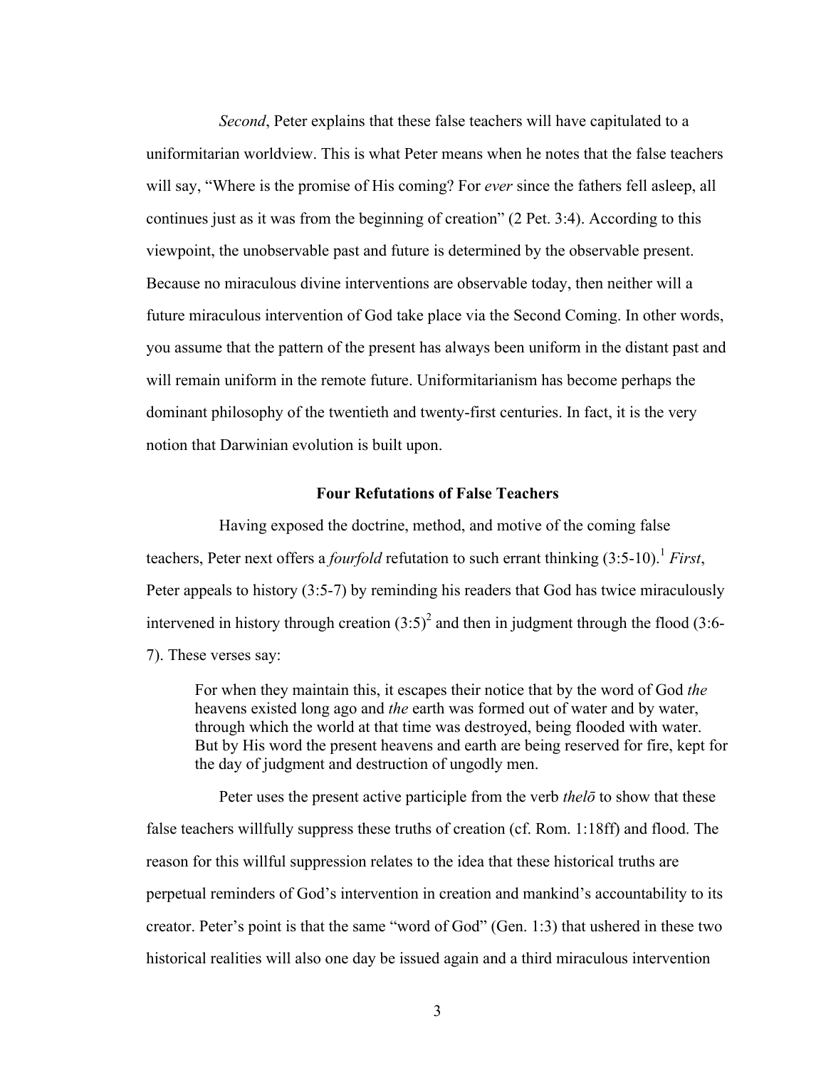*Second*, Peter explains that these false teachers will have capitulated to a uniformitarian worldview. This is what Peter means when he notes that the false teachers will say, "Where is the promise of His coming? For *ever* since the fathers fell asleep, all continues just as it was from the beginning of creation" (2 Pet. 3:4). According to this viewpoint, the unobservable past and future is determined by the observable present. Because no miraculous divine interventions are observable today, then neither will a future miraculous intervention of God take place via the Second Coming. In other words, you assume that the pattern of the present has always been uniform in the distant past and will remain uniform in the remote future. Uniformitarianism has become perhaps the dominant philosophy of the twentieth and twenty-first centuries. In fact, it is the very notion that Darwinian evolution is built upon.

## Four Refutations of False Teachers

Having exposed the doctrine, method, and motive of the coming false teachers, Peter next offers a *fourfold* refutation to such errant thinking (3:5-10).[1] *First*, Peter appeals to history (3:5-7) by reminding his readers that God has twice miraculously intervened in history through creation (3:5)[2] and then in judgment through the flood (3:6-7). These verses say:

> For when they maintain this, it escapes their notice that by the word of God *the* heavens existed long ago and *the* earth was formed out of water and by water, through which the world at that time was destroyed, being flooded with water. But by His word the present heavens and earth are being reserved for fire, kept for the day of judgment and destruction of ungodly men.

Peter uses the present active participle from the verb *thelō* to show that these false teachers willfully suppress these truths of creation (cf. Rom. 1:18ff) and flood. The reason for this willful suppression relates to the idea that these historical truths are perpetual reminders of God's intervention in creation and mankind's accountability to its creator. Peter's point is that the same "word of God" (Gen. 1:3) that ushered in these two historical realities will also one day be issued again and a third miraculous intervention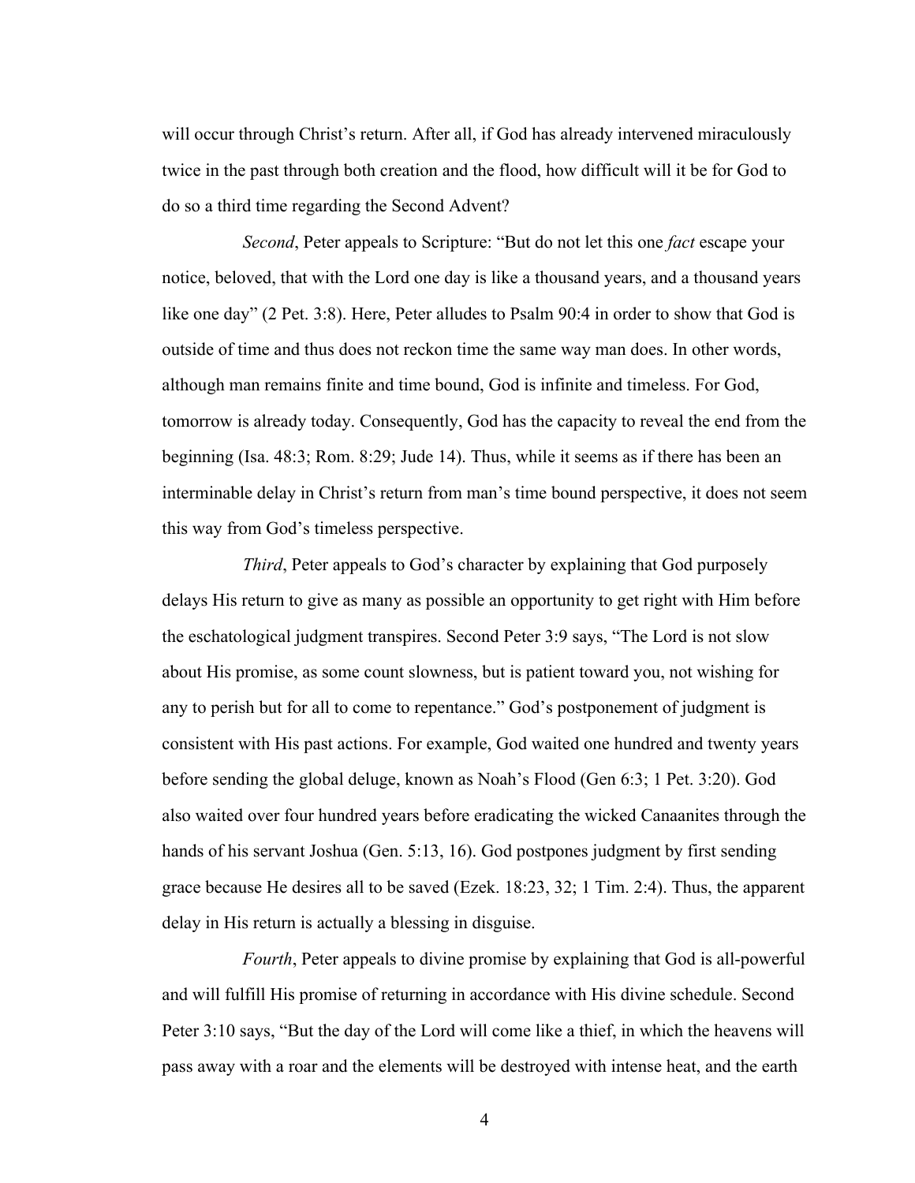will occur through Christ's return. After all, if God has already intervened miraculously twice in the past through both creation and the flood, how difficult will it be for God to do so a third time regarding the Second Advent?

*Second*, Peter appeals to Scripture: "But do not let this one *fact* escape your notice, beloved, that with the Lord one day is like a thousand years, and a thousand years like one day" (2 Pet. 3:8). Here, Peter alludes to Psalm 90:4 in order to show that God is outside of time and thus does not reckon time the same way man does. In other words, although man remains finite and time bound, God is infinite and timeless. For God, tomorrow is already today. Consequently, God has the capacity to reveal the end from the beginning (Isa. 48:3; Rom. 8:29; Jude 14). Thus, while it seems as if there has been an interminable delay in Christ's return from man's time bound perspective, it does not seem this way from God's timeless perspective.

*Third*, Peter appeals to God's character by explaining that God purposely delays His return to give as many as possible an opportunity to get right with Him before the eschatological judgment transpires. Second Peter 3:9 says, "The Lord is not slow about His promise, as some count slowness, but is patient toward you, not wishing for any to perish but for all to come to repentance." God's postponement of judgment is consistent with His past actions. For example, God waited one hundred and twenty years before sending the global deluge, known as Noah's Flood (Gen 6:3; 1 Pet. 3:20). God also waited over four hundred years before eradicating the wicked Canaanites through the hands of his servant Joshua (Gen. 5:13, 16). God postpones judgment by first sending grace because He desires all to be saved (Ezek. 18:23, 32; 1 Tim. 2:4). Thus, the apparent delay in His return is actually a blessing in disguise.

*Fourth*, Peter appeals to divine promise by explaining that God is all-powerful and will fulfill His promise of returning in accordance with His divine schedule. Second Peter 3:10 says, "But the day of the Lord will come like a thief, in which the heavens will pass away with a roar and the elements will be destroyed with intense heat, and the earth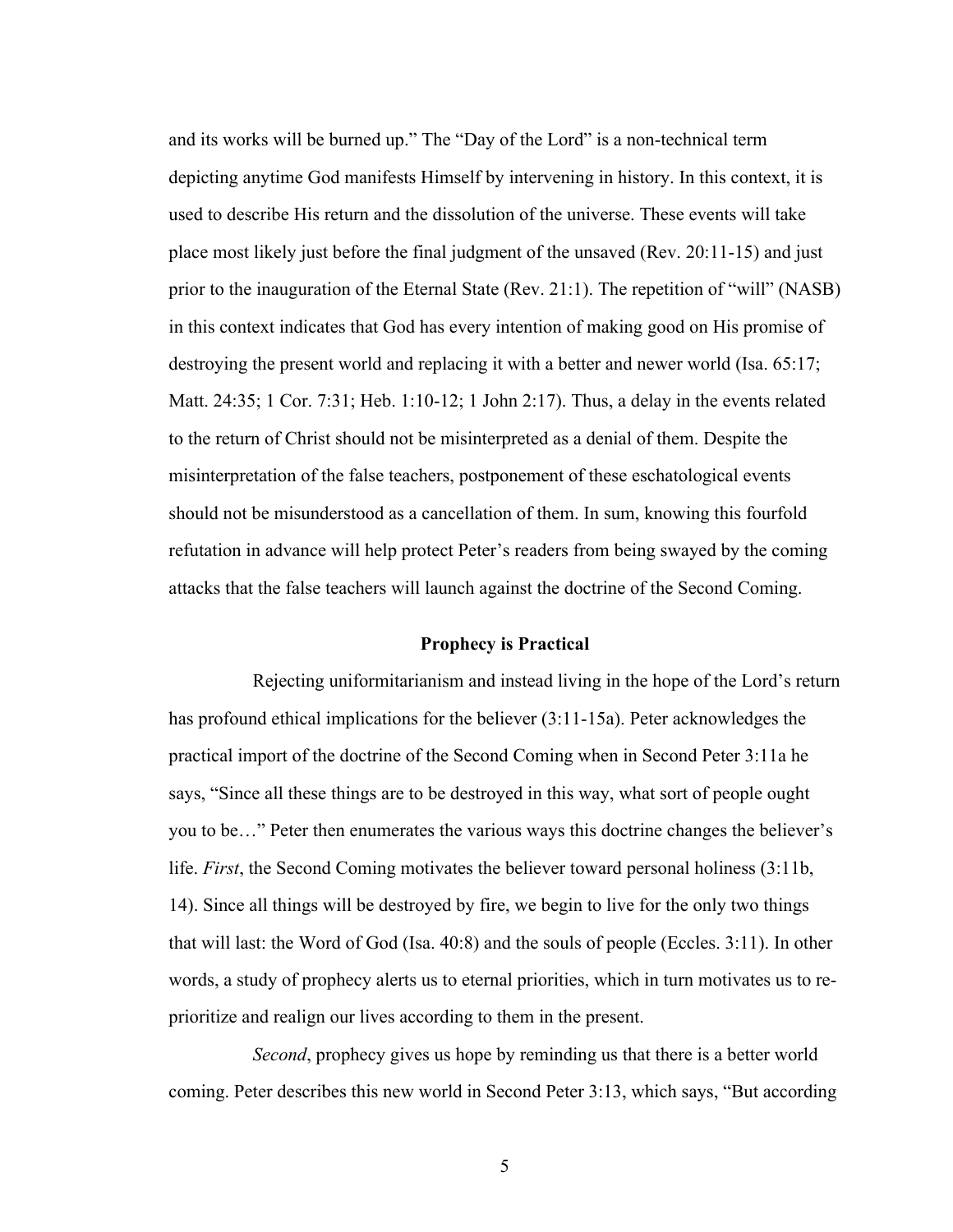and its works will be burned up." The "Day of the Lord" is a non-technical term depicting anytime God manifests Himself by intervening in history. In this context, it is used to describe His return and the dissolution of the universe. These events will take place most likely just before the final judgment of the unsaved (Rev. 20:11-15) and just prior to the inauguration of the Eternal State (Rev. 21:1). The repetition of "will" (NASB) in this context indicates that God has every intention of making good on His promise of destroying the present world and replacing it with a better and newer world (Isa. 65:17; Matt. 24:35; 1 Cor. 7:31; Heb. 1:10-12; 1 John 2:17). Thus, a delay in the events related to the return of Christ should not be misinterpreted as a denial of them. Despite the misinterpretation of the false teachers, postponement of these eschatological events should not be misunderstood as a cancellation of them. In sum, knowing this fourfold refutation in advance will help protect Peter's readers from being swayed by the coming attacks that the false teachers will launch against the doctrine of the Second Coming.

## Prophecy is Practical

Rejecting uniformitarianism and instead living in the hope of the Lord's return has profound ethical implications for the believer (3:11-15a). Peter acknowledges the practical import of the doctrine of the Second Coming when in Second Peter 3:11a he says, "Since all these things are to be destroyed in this way, what sort of people ought you to be…" Peter then enumerates the various ways this doctrine changes the believer's life. *First*, the Second Coming motivates the believer toward personal holiness (3:11b, 14). Since all things will be destroyed by fire, we begin to live for the only two things that will last: the Word of God (Isa. 40:8) and the souls of people (Eccles. 3:11). In other words, a study of prophecy alerts us to eternal priorities, which in turn motivates us to re-prioritize and realign our lives according to them in the present.

*Second*, prophecy gives us hope by reminding us that there is a better world coming. Peter describes this new world in Second Peter 3:13, which says, "But according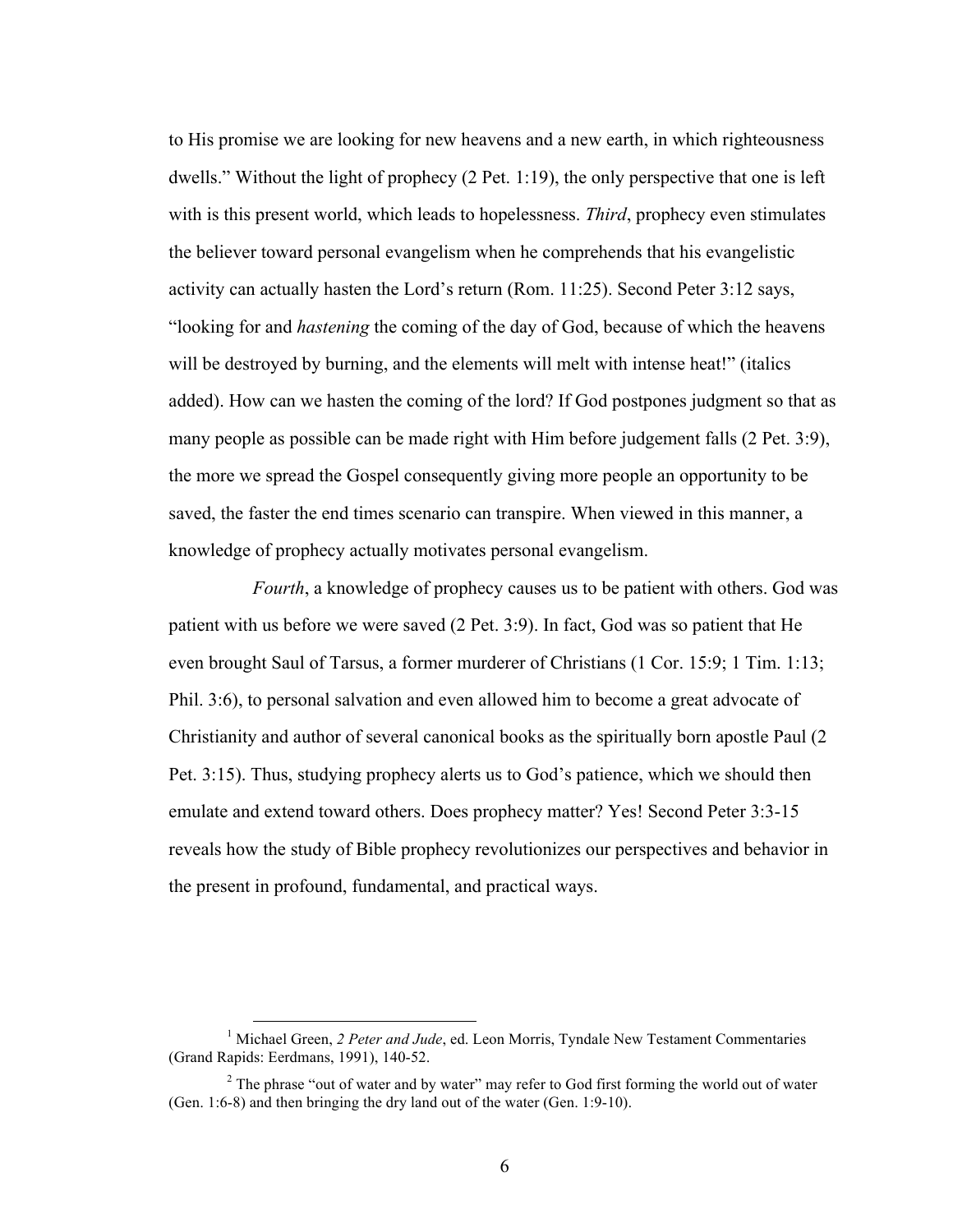to His promise we are looking for new heavens and a new earth, in which righteousness dwells." Without the light of prophecy (2 Pet. 1:19), the only perspective that one is left with is this present world, which leads to hopelessness. *Third*, prophecy even stimulates the believer toward personal evangelism when he comprehends that his evangelistic activity can actually hasten the Lord's return (Rom. 11:25). Second Peter 3:12 says, "looking for and *hastening* the coming of the day of God, because of which the heavens will be destroyed by burning, and the elements will melt with intense heat!" (italics added). How can we hasten the coming of the lord? If God postpones judgment so that as many people as possible can be made right with Him before judgement falls (2 Pet. 3:9), the more we spread the Gospel consequently giving more people an opportunity to be saved, the faster the end times scenario can transpire. When viewed in this manner, a knowledge of prophecy actually motivates personal evangelism.

*Fourth*, a knowledge of prophecy causes us to be patient with others. God was patient with us before we were saved (2 Pet. 3:9). In fact, God was so patient that He even brought Saul of Tarsus, a former murderer of Christians (1 Cor. 15:9; 1 Tim. 1:13; Phil. 3:6), to personal salvation and even allowed him to become a great advocate of Christianity and author of several canonical books as the spiritually born apostle Paul (2 Pet. 3:15). Thus, studying prophecy alerts us to God's patience, which we should then emulate and extend toward others. Does prophecy matter? Yes! Second Peter 3:3-15 reveals how the study of Bible prophecy revolutionizes our perspectives and behavior in the present in profound, fundamental, and practical ways.

---

[1] Michael Green, *2 Peter and Jude*, ed. Leon Morris, Tyndale New Testament Commentaries (Grand Rapids: Eerdmans, 1991), 140-52.

[2] The phrase "out of water and by water" may refer to God first forming the world out of water (Gen. 1:6-8) and then bringing the dry land out of the water (Gen. 1:9-10).